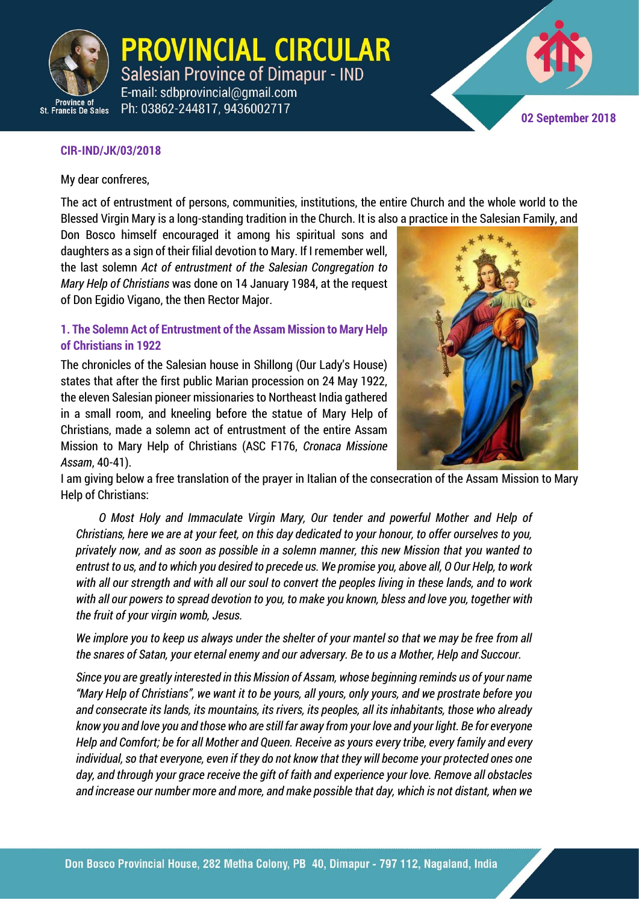# PROVINCIAL CIRCULAR

Salesian Province of Dimapur - IND
E-mail: sdbprovincial@gmail.com
Ph: 03862-244817, 9436002717

Province of St. Francis De Sales

**02 September 2018**

**CIR-IND/JK/03/2018**

My dear confreres,

The act of entrustment of persons, communities, institutions, the entire Church and the whole world to the Blessed Virgin Mary is a long-standing tradition in the Church. It is also a practice in the Salesian Family, and Don Bosco himself encouraged it among his spiritual sons and daughters as a sign of their filial devotion to Mary. If I remember well, the last solemn *Act of entrustment of the Salesian Congregation to Mary Help of Christians* was done on 14 January 1984, at the request of Don Egidio Vigano, the then Rector Major.

### 1. The Solemn Act of Entrustment of the Assam Mission to Mary Help of Christians in 1922

The chronicles of the Salesian house in Shillong (Our Lady's House) states that after the first public Marian procession on 24 May 1922, the eleven Salesian pioneer missionaries to Northeast India gathered in a small room, and kneeling before the statue of Mary Help of Christians, made a solemn act of entrustment of the entire Assam Mission to Mary Help of Christians (ASC F176, *Cronaca Missione Assam*, 40-41).

I am giving below a free translation of the prayer in Italian of the consecration of the Assam Mission to Mary Help of Christians:

> *O Most Holy and Immaculate Virgin Mary, Our tender and powerful Mother and Help of Christians, here we are at your feet, on this day dedicated to your honour, to offer ourselves to you, privately now, and as soon as possible in a solemn manner, this new Mission that you wanted to entrust to us, and to which you desired to precede us. We promise you, above all, O Our Help, to work with all our strength and with all our soul to convert the peoples living in these lands, and to work with all our powers to spread devotion to you, to make you known, bless and love you, together with the fruit of your virgin womb, Jesus.*
>
> *We implore you to keep us always under the shelter of your mantel so that we may be free from all the snares of Satan, your eternal enemy and our adversary. Be to us a Mother, Help and Succour.*
>
> *Since you are greatly interested in this Mission of Assam, whose beginning reminds us of your name "Mary Help of Christians", we want it to be yours, all yours, only yours, and we prostrate before you and consecrate its lands, its mountains, its rivers, its peoples, all its inhabitants, those who already know you and love you and those who are still far away from your love and your light. Be for everyone Help and Comfort; be for all Mother and Queen. Receive as yours every tribe, every family and every individual, so that everyone, even if they do not know that they will become your protected ones one day, and through your grace receive the gift of faith and experience your love. Remove all obstacles and increase our number more and more, and make possible that day, which is not distant, when we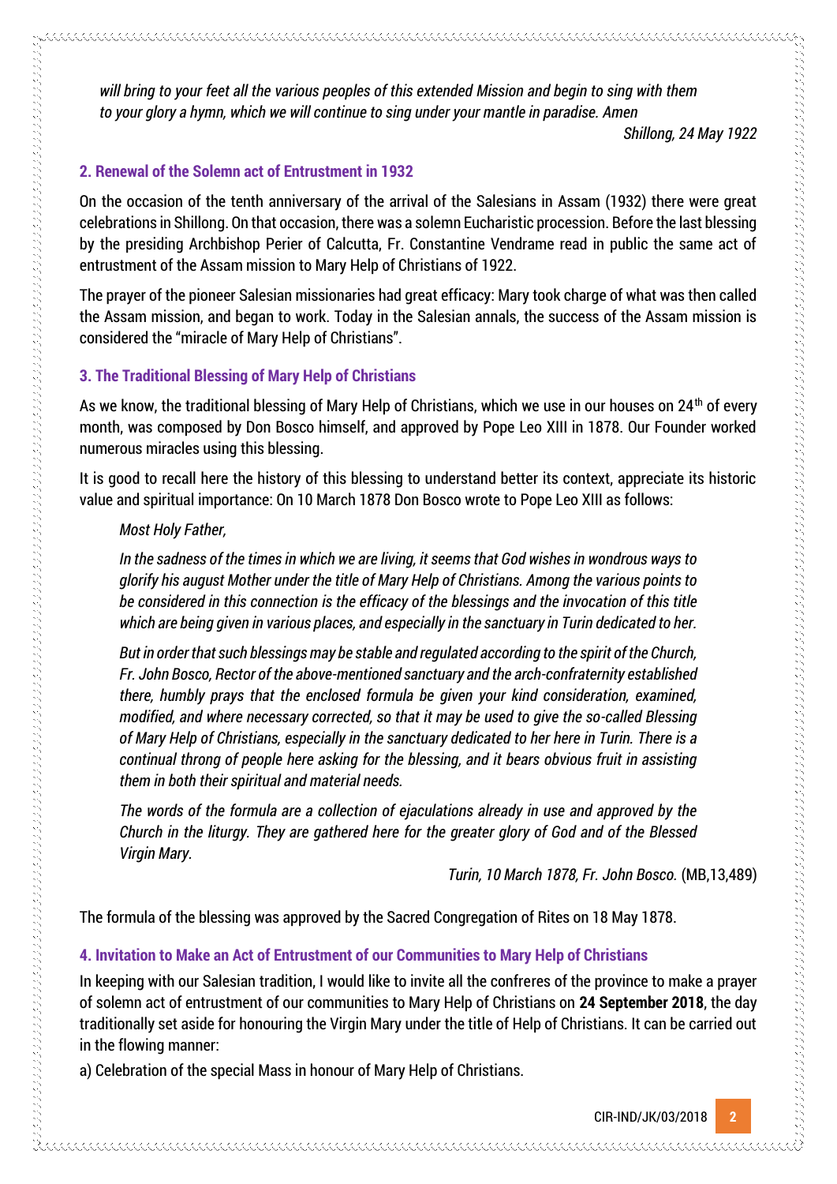*will bring to your feet all the various peoples of this extended Mission and begin to sing with them to your glory a hymn, which we will continue to sing under your mantle in paradise. Amen*

*Shillong, 24 May 1922*

### 2. Renewal of the Solemn act of Entrustment in 1932

On the occasion of the tenth anniversary of the arrival of the Salesians in Assam (1932) there were great celebrations in Shillong. On that occasion, there was a solemn Eucharistic procession. Before the last blessing by the presiding Archbishop Perier of Calcutta, Fr. Constantine Vendrame read in public the same act of entrustment of the Assam mission to Mary Help of Christians of 1922.

The prayer of the pioneer Salesian missionaries had great efficacy: Mary took charge of what was then called the Assam mission, and began to work. Today in the Salesian annals, the success of the Assam mission is considered the "miracle of Mary Help of Christians".

### 3. The Traditional Blessing of Mary Help of Christians

As we know, the traditional blessing of Mary Help of Christians, which we use in our houses on 24th of every month, was composed by Don Bosco himself, and approved by Pope Leo XIII in 1878. Our Founder worked numerous miracles using this blessing.

It is good to recall here the history of this blessing to understand better its context, appreciate its historic value and spiritual importance: On 10 March 1878 Don Bosco wrote to Pope Leo XIII as follows:

> *Most Holy Father,*
>
> *In the sadness of the times in which we are living, it seems that God wishes in wondrous ways to glorify his august Mother under the title of Mary Help of Christians. Among the various points to be considered in this connection is the efficacy of the blessings and the invocation of this title which are being given in various places, and especially in the sanctuary in Turin dedicated to her.*
>
> *But in order that such blessings may be stable and regulated according to the spirit of the Church, Fr. John Bosco, Rector of the above-mentioned sanctuary and the arch-confraternity established there, humbly prays that the enclosed formula be given your kind consideration, examined, modified, and where necessary corrected, so that it may be used to give the so-called Blessing of Mary Help of Christians, especially in the sanctuary dedicated to her here in Turin. There is a continual throng of people here asking for the blessing, and it bears obvious fruit in assisting them in both their spiritual and material needs.*
>
> *The words of the formula are a collection of ejaculations already in use and approved by the Church in the liturgy. They are gathered here for the greater glory of God and of the Blessed Virgin Mary.*
>
> *Turin, 10 March 1878, Fr. John Bosco.* (MB,13,489)

The formula of the blessing was approved by the Sacred Congregation of Rites on 18 May 1878.

### 4. Invitation to Make an Act of Entrustment of our Communities to Mary Help of Christians

In keeping with our Salesian tradition, I would like to invite all the confreres of the province to make a prayer of solemn act of entrustment of our communities to Mary Help of Christians on **24 September 2018**, the day traditionally set aside for honouring the Virgin Mary under the title of Help of Christians. It can be carried out in the flowing manner:

a) Celebration of the special Mass in honour of Mary Help of Christians.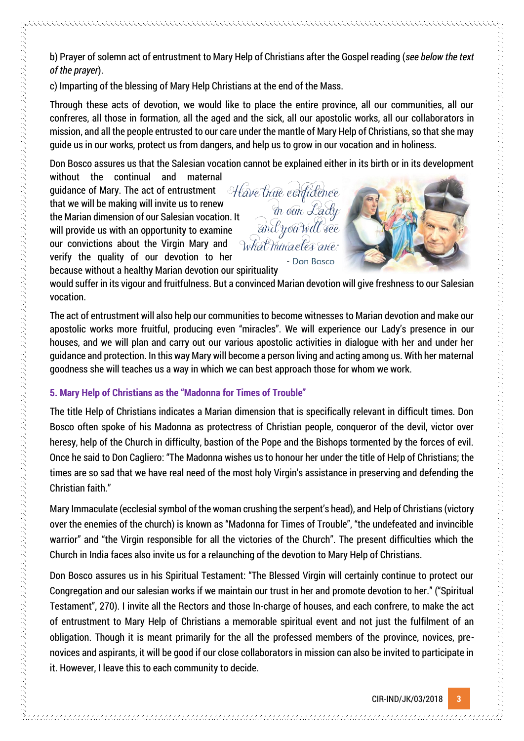b) Prayer of solemn act of entrustment to Mary Help of Christians after the Gospel reading (*see below the text of the prayer*).

c) Imparting of the blessing of Mary Help Christians at the end of the Mass.

Through these acts of devotion, we would like to place the entire province, all our communities, all our confreres, all those in formation, all the aged and the sick, all our apostolic works, all our collaborators in mission, and all the people entrusted to our care under the mantle of Mary Help of Christians, so that she may guide us in our works, protect us from dangers, and help us to grow in our vocation and in holiness.

Don Bosco assures us that the Salesian vocation cannot be explained either in its birth or in its development without the continual and maternal guidance of Mary. The act of entrustment that we will be making will invite us to renew the Marian dimension of our Salesian vocation. It will provide us with an opportunity to examine our convictions about the Virgin Mary and verify the quality of our devotion to her because without a healthy Marian devotion our spirituality would suffer in its vigour and fruitfulness. But a convinced Marian devotion will give freshness to our Salesian vocation.

*Have true confidence in our Lady and you will see what miracles are.*
- Don Bosco

The act of entrustment will also help our communities to become witnesses to Marian devotion and make our apostolic works more fruitful, producing even "miracles". We will experience our Lady's presence in our houses, and we will plan and carry out our various apostolic activities in dialogue with her and under her guidance and protection. In this way Mary will become a person living and acting among us. With her maternal goodness she will teaches us a way in which we can best approach those for whom we work.

### 5. Mary Help of Christians as the "Madonna for Times of Trouble"

The title Help of Christians indicates a Marian dimension that is specifically relevant in difficult times. Don Bosco often spoke of his Madonna as protectress of Christian people, conqueror of the devil, victor over heresy, help of the Church in difficulty, bastion of the Pope and the Bishops tormented by the forces of evil. Once he said to Don Cagliero: "The Madonna wishes us to honour her under the title of Help of Christians; the times are so sad that we have real need of the most holy Virgin's assistance in preserving and defending the Christian faith."

Mary Immaculate (ecclesial symbol of the woman crushing the serpent's head), and Help of Christians (victory over the enemies of the church) is known as "Madonna for Times of Trouble", "the undefeated and invincible warrior" and "the Virgin responsible for all the victories of the Church". The present difficulties which the Church in India faces also invite us for a relaunching of the devotion to Mary Help of Christians.

Don Bosco assures us in his Spiritual Testament: "The Blessed Virgin will certainly continue to protect our Congregation and our salesian works if we maintain our trust in her and promote devotion to her." ("Spiritual Testament", 270). I invite all the Rectors and those In-charge of houses, and each confrere, to make the act of entrustment to Mary Help of Christians a memorable spiritual event and not just the fulfilment of an obligation. Though it is meant primarily for the all the professed members of the province, novices, pre-novices and aspirants, it will be good if our close collaborators in mission can also be invited to participate in it. However, I leave this to each community to decide.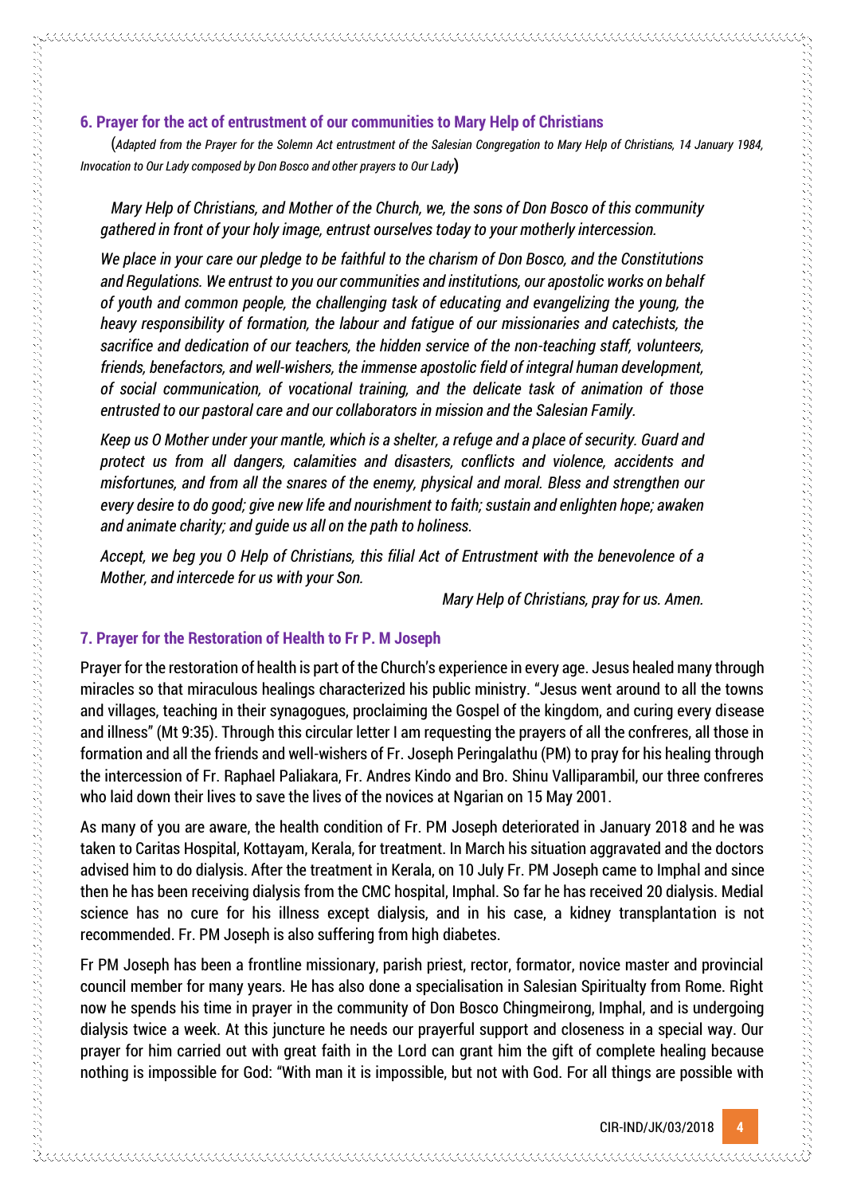### 6. Prayer for the act of entrustment of our communities to Mary Help of Christians

(*Adapted from the Prayer for the Solemn Act entrustment of the Salesian Congregation to Mary Help of Christians, 14 January 1984, Invocation to Our Lady composed by Don Bosco and other prayers to Our Lady*)

*Mary Help of Christians, and Mother of the Church, we, the sons of Don Bosco of this community gathered in front of your holy image, entrust ourselves today to your motherly intercession.*

*We place in your care our pledge to be faithful to the charism of Don Bosco, and the Constitutions and Regulations. We entrust to you our communities and institutions, our apostolic works on behalf of youth and common people, the challenging task of educating and evangelizing the young, the heavy responsibility of formation, the labour and fatigue of our missionaries and catechists, the sacrifice and dedication of our teachers, the hidden service of the non-teaching staff, volunteers, friends, benefactors, and well-wishers, the immense apostolic field of integral human development, of social communication, of vocational training, and the delicate task of animation of those entrusted to our pastoral care and our collaborators in mission and the Salesian Family.*

*Keep us O Mother under your mantle, which is a shelter, a refuge and a place of security. Guard and protect us from all dangers, calamities and disasters, conflicts and violence, accidents and misfortunes, and from all the snares of the enemy, physical and moral. Bless and strengthen our every desire to do good; give new life and nourishment to faith; sustain and enlighten hope; awaken and animate charity; and guide us all on the path to holiness.*

*Accept, we beg you O Help of Christians, this filial Act of Entrustment with the benevolence of a Mother, and intercede for us with your Son.*

*Mary Help of Christians, pray for us. Amen.*

### 7. Prayer for the Restoration of Health to Fr P. M Joseph

Prayer for the restoration of health is part of the Church's experience in every age. Jesus healed many through miracles so that miraculous healings characterized his public ministry. "Jesus went around to all the towns and villages, teaching in their synagogues, proclaiming the Gospel of the kingdom, and curing every disease and illness" (Mt 9:35). Through this circular letter I am requesting the prayers of all the confreres, all those in formation and all the friends and well-wishers of Fr. Joseph Peringalathu (PM) to pray for his healing through the intercession of Fr. Raphael Paliakara, Fr. Andres Kindo and Bro. Shinu Valliparambil, our three confreres who laid down their lives to save the lives of the novices at Ngarian on 15 May 2001.

As many of you are aware, the health condition of Fr. PM Joseph deteriorated in January 2018 and he was taken to Caritas Hospital, Kottayam, Kerala, for treatment. In March his situation aggravated and the doctors advised him to do dialysis. After the treatment in Kerala, on 10 July Fr. PM Joseph came to Imphal and since then he has been receiving dialysis from the CMC hospital, Imphal. So far he has received 20 dialysis. Medial science has no cure for his illness except dialysis, and in his case, a kidney transplantation is not recommended. Fr. PM Joseph is also suffering from high diabetes.

Fr PM Joseph has been a frontline missionary, parish priest, rector, formator, novice master and provincial council member for many years. He has also done a specialisation in Salesian Spiritualty from Rome. Right now he spends his time in prayer in the community of Don Bosco Chingmeirong, Imphal, and is undergoing dialysis twice a week. At this juncture he needs our prayerful support and closeness in a special way. Our prayer for him carried out with great faith in the Lord can grant him the gift of complete healing because nothing is impossible for God: "With man it is impossible, but not with God. For all things are possible with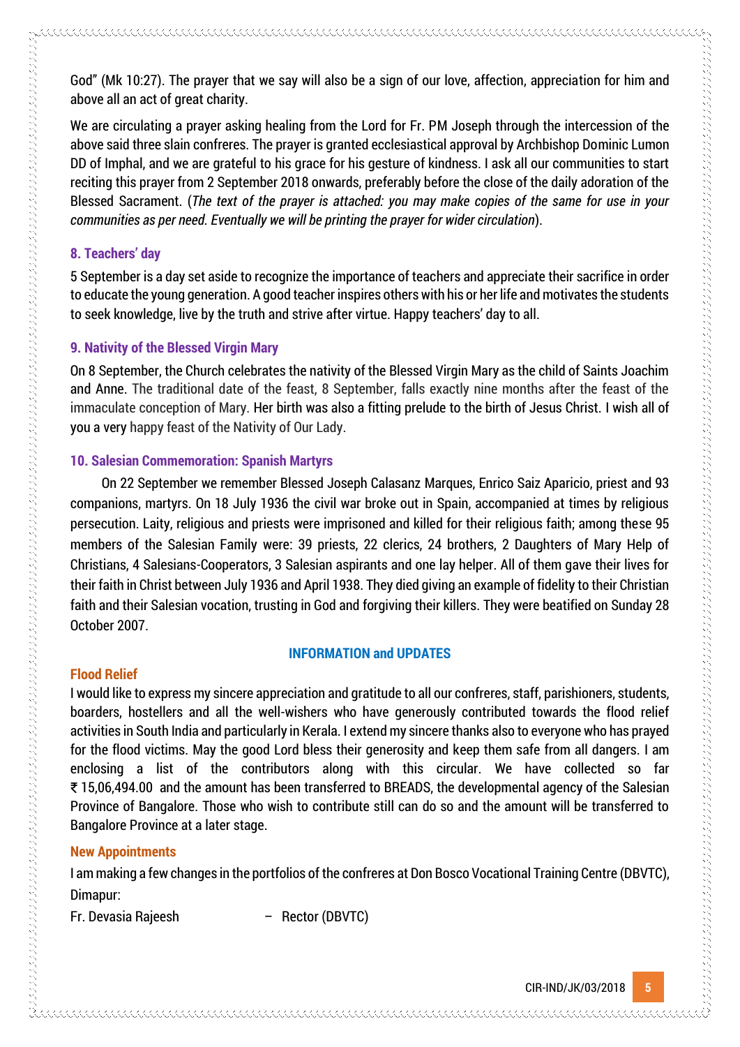God" (Mk 10:27). The prayer that we say will also be a sign of our love, affection, appreciation for him and above all an act of great charity.

We are circulating a prayer asking healing from the Lord for Fr. PM Joseph through the intercession of the above said three slain confreres. The prayer is granted ecclesiastical approval by Archbishop Dominic Lumon DD of Imphal, and we are grateful to his grace for his gesture of kindness. I ask all our communities to start reciting this prayer from 2 September 2018 onwards, preferably before the close of the daily adoration of the Blessed Sacrament. (*The text of the prayer is attached: you may make copies of the same for use in your communities as per need. Eventually we will be printing the prayer for wider circulation*).

### 8. Teachers' day

5 September is a day set aside to recognize the importance of teachers and appreciate their sacrifice in order to educate the young generation. A good teacher inspires others with his or her life and motivates the students to seek knowledge, live by the truth and strive after virtue. Happy teachers' day to all.

### 9. Nativity of the Blessed Virgin Mary

On 8 September, the Church celebrates the nativity of the Blessed Virgin Mary as the child of Saints Joachim and Anne. The traditional date of the feast, 8 September, falls exactly nine months after the feast of the immaculate conception of Mary. Her birth was also a fitting prelude to the birth of Jesus Christ. I wish all of you a very happy feast of the Nativity of Our Lady.

### 10. Salesian Commemoration: Spanish Martyrs

On 22 September we remember Blessed Joseph Calasanz Marques, Enrico Saiz Aparicio, priest and 93 companions, martyrs. On 18 July 1936 the civil war broke out in Spain, accompanied at times by religious persecution. Laity, religious and priests were imprisoned and killed for their religious faith; among these 95 members of the Salesian Family were: 39 priests, 22 clerics, 24 brothers, 2 Daughters of Mary Help of Christians, 4 Salesians-Cooperators, 3 Salesian aspirants and one lay helper. All of them gave their lives for their faith in Christ between July 1936 and April 1938. They died giving an example of fidelity to their Christian faith and their Salesian vocation, trusting in God and forgiving their killers. They were beatified on Sunday 28 October 2007.

## INFORMATION and UPDATES

### Flood Relief

I would like to express my sincere appreciation and gratitude to all our confreres, staff, parishioners, students, boarders, hostellers and all the well-wishers who have generously contributed towards the flood relief activities in South India and particularly in Kerala. I extend my sincere thanks also to everyone who has prayed for the flood victims. May the good Lord bless their generosity and keep them safe from all dangers. I am enclosing a list of the contributors along with this circular. We have collected so far ₹ 15,06,494.00 and the amount has been transferred to BREADS, the developmental agency of the Salesian Province of Bangalore. Those who wish to contribute still can do so and the amount will be transferred to Bangalore Province at a later stage.

### New Appointments

I am making a few changes in the portfolios of the confreres at Don Bosco Vocational Training Centre (DBVTC), Dimapur:

Fr. Devasia Rajeesh – Rector (DBVTC)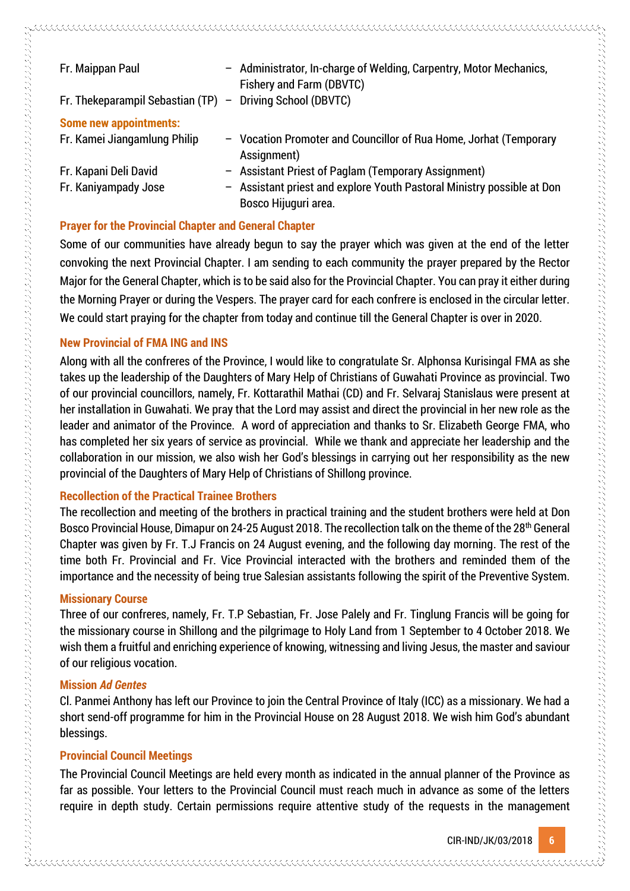Fr. Maippan Paul – Administrator, In-charge of Welding, Carpentry, Motor Mechanics, Fishery and Farm (DBVTC)

Fr. Thekeparampil Sebastian (TP) – Driving School (DBVTC)

**Some new appointments:**

Fr. Kamei Jiangamlung Philip – Vocation Promoter and Councillor of Rua Home, Jorhat (Temporary Assignment)

Fr. Kapani Deli David – Assistant Priest of Paglam (Temporary Assignment)

Fr. Kaniyampady Jose – Assistant priest and explore Youth Pastoral Ministry possible at Don Bosco Hijuguri area.

### Prayer for the Provincial Chapter and General Chapter

Some of our communities have already begun to say the prayer which was given at the end of the letter convoking the next Provincial Chapter. I am sending to each community the prayer prepared by the Rector Major for the General Chapter, which is to be said also for the Provincial Chapter. You can pray it either during the Morning Prayer or during the Vespers. The prayer card for each confrere is enclosed in the circular letter. We could start praying for the chapter from today and continue till the General Chapter is over in 2020.

### New Provincial of FMA ING and INS

Along with all the confreres of the Province, I would like to congratulate Sr. Alphonsa Kurisingal FMA as she takes up the leadership of the Daughters of Mary Help of Christians of Guwahati Province as provincial. Two of our provincial councillors, namely, Fr. Kottarathil Mathai (CD) and Fr. Selvaraj Stanislaus were present at her installation in Guwahati. We pray that the Lord may assist and direct the provincial in her new role as the leader and animator of the Province. A word of appreciation and thanks to Sr. Elizabeth George FMA, who has completed her six years of service as provincial. While we thank and appreciate her leadership and the collaboration in our mission, we also wish her God's blessings in carrying out her responsibility as the new provincial of the Daughters of Mary Help of Christians of Shillong province.

### Recollection of the Practical Trainee Brothers

The recollection and meeting of the brothers in practical training and the student brothers were held at Don Bosco Provincial House, Dimapur on 24-25 August 2018. The recollection talk on the theme of the 28th General Chapter was given by Fr. T.J Francis on 24 August evening, and the following day morning. The rest of the time both Fr. Provincial and Fr. Vice Provincial interacted with the brothers and reminded them of the importance and the necessity of being true Salesian assistants following the spirit of the Preventive System.

### Missionary Course

Three of our confreres, namely, Fr. T.P Sebastian, Fr. Jose Palely and Fr. Tinglung Francis will be going for the missionary course in Shillong and the pilgrimage to Holy Land from 1 September to 4 October 2018. We wish them a fruitful and enriching experience of knowing, witnessing and living Jesus, the master and saviour of our religious vocation.

### Mission *Ad Gentes*

Cl. Panmei Anthony has left our Province to join the Central Province of Italy (ICC) as a missionary. We had a short send-off programme for him in the Provincial House on 28 August 2018. We wish him God's abundant blessings.

### Provincial Council Meetings

The Provincial Council Meetings are held every month as indicated in the annual planner of the Province as far as possible. Your letters to the Provincial Council must reach much in advance as some of the letters require in depth study. Certain permissions require attentive study of the requests in the management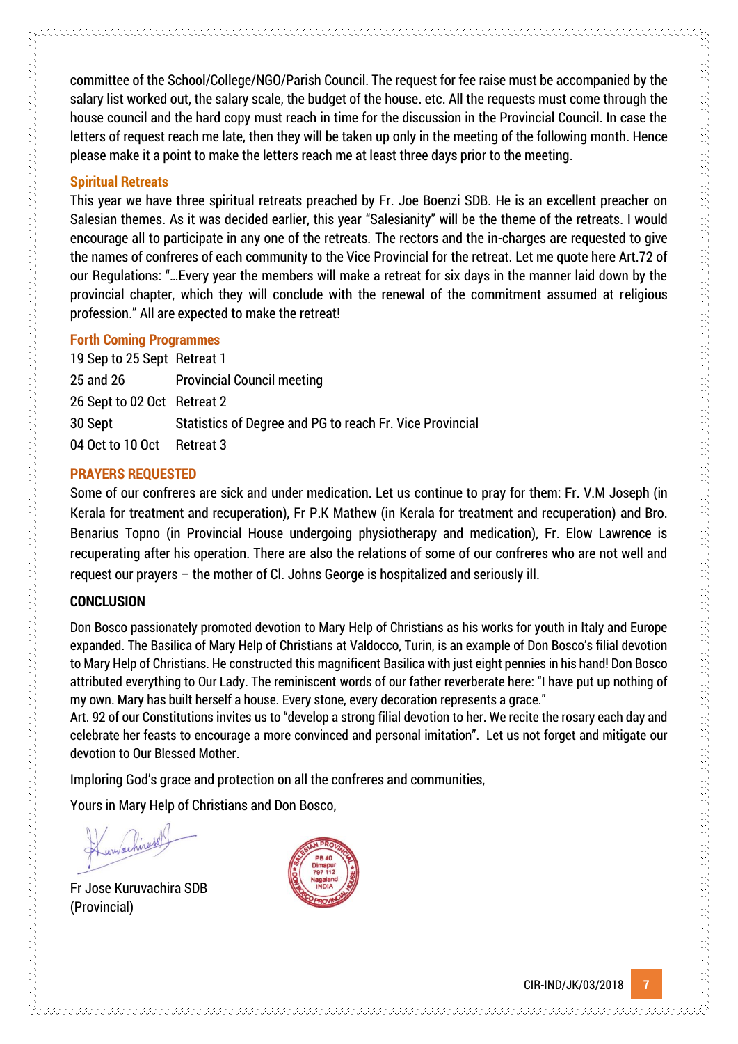committee of the School/College/NGO/Parish Council. The request for fee raise must be accompanied by the salary list worked out, the salary scale, the budget of the house. etc. All the requests must come through the house council and the hard copy must reach in time for the discussion in the Provincial Council. In case the letters of request reach me late, then they will be taken up only in the meeting of the following month. Hence please make it a point to make the letters reach me at least three days prior to the meeting.

### Spiritual Retreats

This year we have three spiritual retreats preached by Fr. Joe Boenzi SDB. He is an excellent preacher on Salesian themes. As it was decided earlier, this year "Salesianity" will be the theme of the retreats. I would encourage all to participate in any one of the retreats. The rectors and the in-charges are requested to give the names of confreres of each community to the Vice Provincial for the retreat. Let me quote here Art.72 of our Regulations: "…Every year the members will make a retreat for six days in the manner laid down by the provincial chapter, which they will conclude with the renewal of the commitment assumed at religious profession." All are expected to make the retreat!

### Forth Coming Programmes

| | |
|---|---|
| 19 Sep to 25 Sept | Retreat 1 |
| 25 and 26 | Provincial Council meeting |
| 26 Sept to 02 Oct | Retreat 2 |
| 30 Sept | Statistics of Degree and PG to reach Fr. Vice Provincial |
| 04 Oct to 10 Oct | Retreat 3 |

### PRAYERS REQUESTED

Some of our confreres are sick and under medication. Let us continue to pray for them: Fr. V.M Joseph (in Kerala for treatment and recuperation), Fr P.K Mathew (in Kerala for treatment and recuperation) and Bro. Benarius Topno (in Provincial House undergoing physiotherapy and medication), Fr. Elow Lawrence is recuperating after his operation. There are also the relations of some of our confreres who are not well and request our prayers – the mother of Cl. Johns George is hospitalized and seriously ill.

### CONCLUSION

Don Bosco passionately promoted devotion to Mary Help of Christians as his works for youth in Italy and Europe expanded. The Basilica of Mary Help of Christians at Valdocco, Turin, is an example of Don Bosco's filial devotion to Mary Help of Christians. He constructed this magnificent Basilica with just eight pennies in his hand! Don Bosco attributed everything to Our Lady. The reminiscent words of our father reverberate here: "I have put up nothing of my own. Mary has built herself a house. Every stone, every decoration represents a grace."

Art. 92 of our Constitutions invites us to "develop a strong filial devotion to her. We recite the rosary each day and celebrate her feasts to encourage a more convinced and personal imitation". Let us not forget and mitigate our devotion to Our Blessed Mother.

Imploring God's grace and protection on all the confreres and communities,

Yours in Mary Help of Christians and Don Bosco,

Fr Jose Kuruvachira SDB
(Provincial)

SALESIAN PROVINCIAL HOUSE, DON BOSCO PROVINCIAL, PB 40 Dimapur 797 112 Nagaland INDIA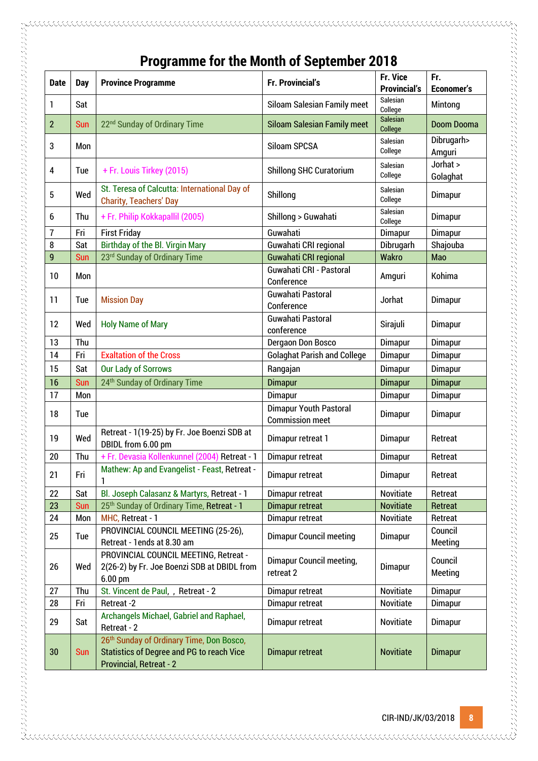# Programme for the Month of September 2018

| Date | Day | Province Programme | Fr. Provincial's | Fr. Vice Provincial's | Fr. Economer's |
|---|---|---|---|---|---|
| 1 | Sat | | Siloam Salesian Family meet | Salesian College | Mintong |
| 2 | Sun | 22nd Sunday of Ordinary Time | Siloam Salesian Family meet | Salesian College | Doom Dooma |
| 3 | Mon | | Siloam SPCSA | Salesian College | Dibrugarh> Amguri |
| 4 | Tue | + Fr. Louis Tirkey (2015) | Shillong SHC Curatorium | Salesian College | Jorhat > Golaghat |
| 5 | Wed | St. Teresa of Calcutta: International Day of Charity, Teachers' Day | Shillong | Salesian College | Dimapur |
| 6 | Thu | + Fr. Philip Kokkapallil (2005) | Shillong > Guwahati | Salesian College | Dimapur |
| 7 | Fri | First Friday | Guwahati | Dimapur | Dimapur |
| 8 | Sat | Birthday of the Bl. Virgin Mary | Guwahati CRI regional | Dibrugarh | Shajouba |
| 9 | Sun | 23rd Sunday of Ordinary Time | Guwahati CRI regional | Wakro | Mao |
| 10 | Mon | | Guwahati CRI - Pastoral Conference | Amguri | Kohima |
| 11 | Tue | Mission Day | Guwahati Pastoral Conference | Jorhat | Dimapur |
| 12 | Wed | Holy Name of Mary | Guwahati Pastoral conference | Sirajuli | Dimapur |
| 13 | Thu | | Dergaon Don Bosco | Dimapur | Dimapur |
| 14 | Fri | Exaltation of the Cross | Golaghat Parish and College | Dimapur | Dimapur |
| 15 | Sat | Our Lady of Sorrows | Rangajan | Dimapur | Dimapur |
| 16 | Sun | 24th Sunday of Ordinary Time | Dimapur | Dimapur | Dimapur |
| 17 | Mon | | Dimapur | Dimapur | Dimapur |
| 18 | Tue | | Dimapur Youth Pastoral Commission meet | Dimapur | Dimapur |
| 19 | Wed | Retreat - 1(19-25) by Fr. Joe Boenzi SDB at DBIDL from 6.00 pm | Dimapur retreat 1 | Dimapur | Retreat |
| 20 | Thu | + Fr. Devasia Kollenkunnel (2004) Retreat - 1 | Dimapur retreat | Dimapur | Retreat |
| 21 | Fri | Mathew: Ap and Evangelist - Feast, Retreat - 1 | Dimapur retreat | Dimapur | Retreat |
| 22 | Sat | Bl. Joseph Calasanz & Martyrs, Retreat - 1 | Dimapur retreat | Novitiate | Retreat |
| 23 | Sun | 25th Sunday of Ordinary Time, Retreat - 1 | Dimapur retreat | Novitiate | Retreat |
| 24 | Mon | MHC, Retreat - 1 | Dimapur retreat | Novitiate | Retreat |
| 25 | Tue | PROVINCIAL COUNCIL MEETING (25-26), Retreat - 1ends at 8.30 am | Dimapur Council meeting | Dimapur | Council Meeting |
| 26 | Wed | PROVINCIAL COUNCIL MEETING, Retreat - 2(26-2) by Fr. Joe Boenzi SDB at DBIDL from 6.00 pm | Dimapur Council meeting, retreat 2 | Dimapur | Council Meeting |
| 27 | Thu | St. Vincent de Paul, , Retreat - 2 | Dimapur retreat | Novitiate | Dimapur |
| 28 | Fri | Retreat -2 | Dimapur retreat | Novitiate | Dimapur |
| 29 | Sat | Archangels Michael, Gabriel and Raphael, Retreat - 2 | Dimapur retreat | Novitiate | Dimapur |
| 30 | Sun | 26th Sunday of Ordinary Time, Don Bosco, Statistics of Degree and PG to reach Vice Provincial, Retreat - 2 | Dimapur retreat | Novitiate | Dimapur |

CIR-IND/JK/03/2018